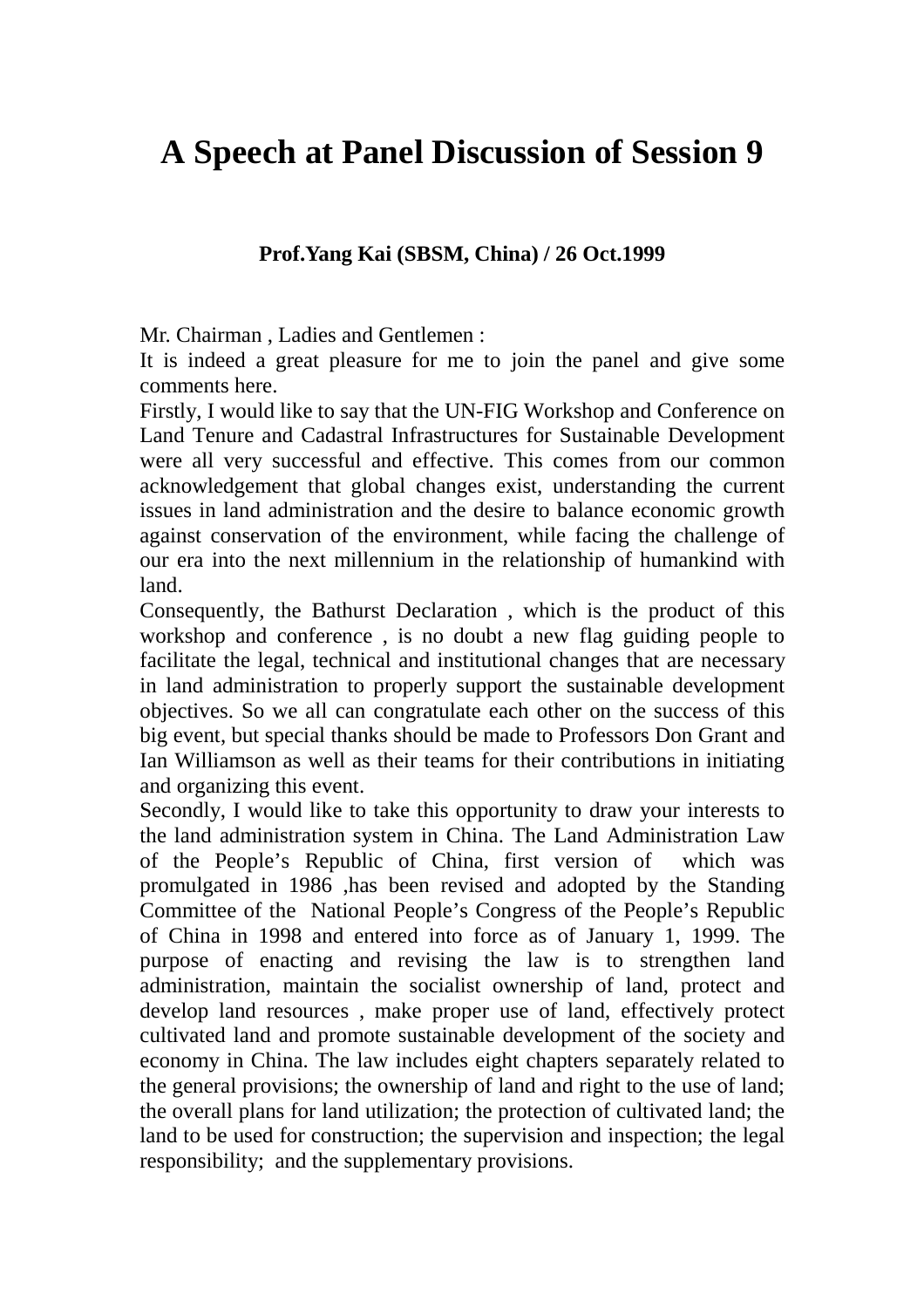# A Speech at Panel Discussion of Session 9

**Prof.Yang Kai (SBSM, China) / 26 Oct.1999**

Mr. Chairman , Ladies and Gentlemen :

It is indeed a great pleasure for me to join the panel and give some comments here.

Firstly, I would like to say that the UN-FIG Workshop and Conference on Land Tenure and Cadastral Infrastructures for Sustainable Development were all very successful and effective. This comes from our common acknowledgement that global changes exist, understanding the current issues in land administration and the desire to balance economic growth against conservation of the environment, while facing the challenge of our era into the next millennium in the relationship of humankind with land.

Consequently, the Bathurst Declaration , which is the product of this workshop and conference , is no doubt a new flag guiding people to facilitate the legal, technical and institutional changes that are necessary in land administration to properly support the sustainable development objectives. So we all can congratulate each other on the success of this big event, but special thanks should be made to Professors Don Grant and Ian Williamson as well as their teams for their contributions in initiating and organizing this event.

Secondly, I would like to take this opportunity to draw your interests to the land administration system in China. The Land Administration Law of the People's Republic of China, first version of which was promulgated in 1986 ,has been revised and adopted by the Standing Committee of the National People's Congress of the People's Republic of China in 1998 and entered into force as of January 1, 1999. The purpose of enacting and revising the law is to strengthen land administration, maintain the socialist ownership of land, protect and develop land resources , make proper use of land, effectively protect cultivated land and promote sustainable development of the society and economy in China. The law includes eight chapters separately related to the general provisions; the ownership of land and right to the use of land; the overall plans for land utilization; the protection of cultivated land; the land to be used for construction; the supervision and inspection; the legal responsibility; and the supplementary provisions.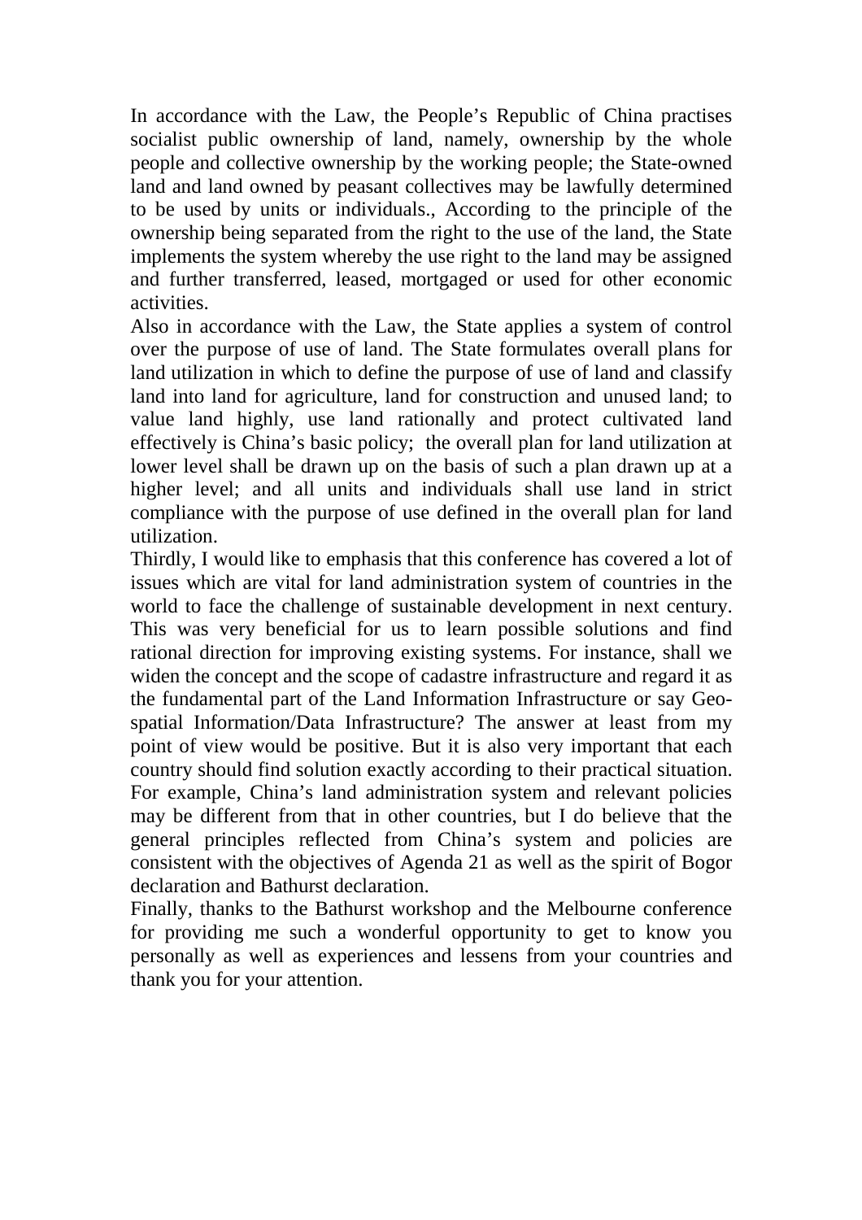In accordance with the Law, the People's Republic of China practises socialist public ownership of land, namely, ownership by the whole people and collective ownership by the working people; the State-owned land and land owned by peasant collectives may be lawfully determined to be used by units or individuals., According to the principle of the ownership being separated from the right to the use of the land, the State implements the system whereby the use right to the land may be assigned and further transferred, leased, mortgaged or used for other economic activities.

Also in accordance with the Law, the State applies a system of control over the purpose of use of land. The State formulates overall plans for land utilization in which to define the purpose of use of land and classify land into land for agriculture, land for construction and unused land; to value land highly, use land rationally and protect cultivated land effectively is China's basic policy; the overall plan for land utilization at lower level shall be drawn up on the basis of such a plan drawn up at a higher level; and all units and individuals shall use land in strict compliance with the purpose of use defined in the overall plan for land utilization.

Thirdly, I would like to emphasis that this conference has covered a lot of issues which are vital for land administration system of countries in the world to face the challenge of sustainable development in next century. This was very beneficial for us to learn possible solutions and find rational direction for improving existing systems. For instance, shall we widen the concept and the scope of cadastre infrastructure and regard it as the fundamental part of the Land Information Infrastructure or say Geo-spatial Information/Data Infrastructure? The answer at least from my point of view would be positive. But it is also very important that each country should find solution exactly according to their practical situation. For example, China's land administration system and relevant policies may be different from that in other countries, but I do believe that the general principles reflected from China's system and policies are consistent with the objectives of Agenda 21 as well as the spirit of Bogor declaration and Bathurst declaration.

Finally, thanks to the Bathurst workshop and the Melbourne conference for providing me such a wonderful opportunity to get to know you personally as well as experiences and lessens from your countries and thank you for your attention.